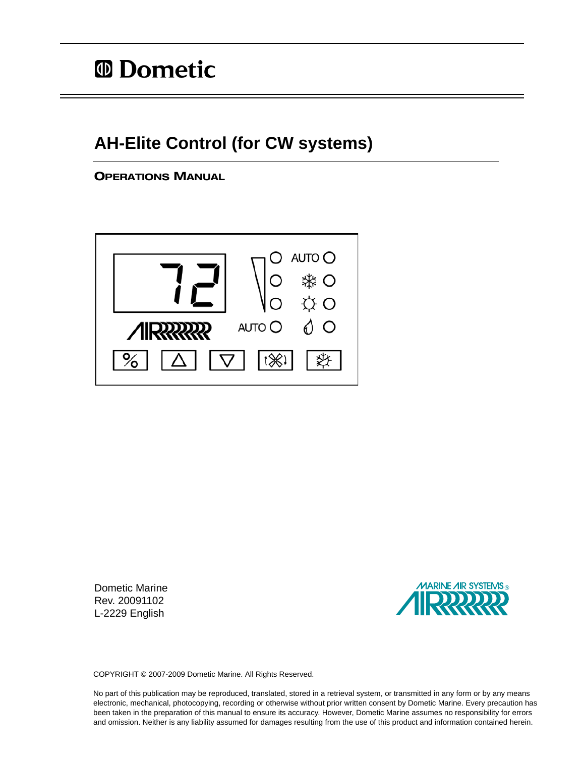Dometic

# AH-Elite Control (for CW systems)

## OPERATIONS MANUAL

Dometic Marine
Rev. 20091102
L-2229 English

MARINE AIR SYSTEMS®

COPYRIGHT © 2007-2009 Dometic Marine. All Rights Reserved.

No part of this publication may be reproduced, translated, stored in a retrieval system, or transmitted in any form or by any means electronic, mechanical, photocopying, recording or otherwise without prior written consent by Dometic Marine. Every precaution has been taken in the preparation of this manual to ensure its accuracy. However, Dometic Marine assumes no responsibility for errors and omission. Neither is any liability assumed for damages resulting from the use of this product and information contained herein.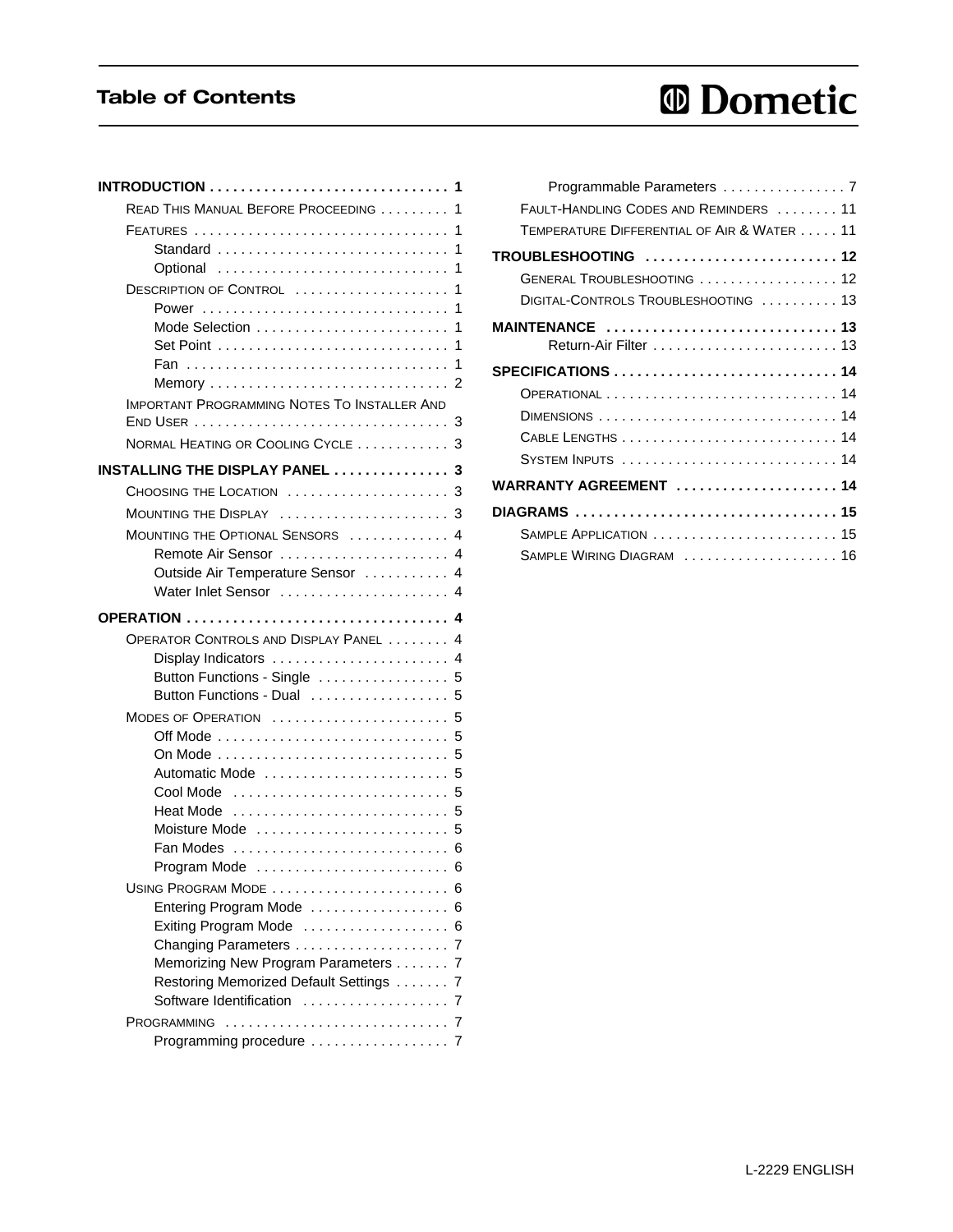# Table of Contents

**INTRODUCTION . . . . . . . . . . . . . . . . . . . . . . . . . . . . . . . 1**

- READ THIS MANUAL BEFORE PROCEEDING . . . . . . . . . 1
- FEATURES . . . . . . . . . . . . . . . . . . . . . . . . . . . . . . . . . 1
  - Standard . . . . . . . . . . . . . . . . . . . . . . . . . . . . . 1
  - Optional . . . . . . . . . . . . . . . . . . . . . . . . . . . . . 1
- DESCRIPTION OF CONTROL . . . . . . . . . . . . . . . . . . . 1
  - Power . . . . . . . . . . . . . . . . . . . . . . . . . . . . . . . 1
  - Mode Selection . . . . . . . . . . . . . . . . . . . . . . . . 1
  - Set Point . . . . . . . . . . . . . . . . . . . . . . . . . . . . . 1
  - Fan . . . . . . . . . . . . . . . . . . . . . . . . . . . . . . . . . 1
  - Memory . . . . . . . . . . . . . . . . . . . . . . . . . . . . . . 2
- IMPORTANT PROGRAMMING NOTES TO INSTALLER AND END USER . . . . . . . . . . . . . . . . . . . . . . . . . . . . . . . . 3
- NORMAL HEATING OR COOLING CYCLE . . . . . . . . . . . . 3

**INSTALLING THE DISPLAY PANEL . . . . . . . . . . . . . . . 3**

- CHOOSING THE LOCATION . . . . . . . . . . . . . . . . . . . . 3
- MOUNTING THE DISPLAY . . . . . . . . . . . . . . . . . . . . . 3
- MOUNTING THE OPTIONAL SENSORS . . . . . . . . . . . . 4
  - Remote Air Sensor . . . . . . . . . . . . . . . . . . . . . 4
  - Outside Air Temperature Sensor . . . . . . . . . . . 4
  - Water Inlet Sensor . . . . . . . . . . . . . . . . . . . . . 4

**OPERATION . . . . . . . . . . . . . . . . . . . . . . . . . . . . . . . . . 4**

- OPERATOR CONTROLS AND DISPLAY PANEL . . . . . . . . 4
  - Display Indicators . . . . . . . . . . . . . . . . . . . . . . 4
  - Button Functions - Single . . . . . . . . . . . . . . . . 5
  - Button Functions - Dual . . . . . . . . . . . . . . . . . 5
- MODES OF OPERATION . . . . . . . . . . . . . . . . . . . . . . 5
  - Off Mode . . . . . . . . . . . . . . . . . . . . . . . . . . . . . 5
  - On Mode . . . . . . . . . . . . . . . . . . . . . . . . . . . . . 5
  - Automatic Mode . . . . . . . . . . . . . . . . . . . . . . . 5
  - Cool Mode . . . . . . . . . . . . . . . . . . . . . . . . . . . 5
  - Heat Mode . . . . . . . . . . . . . . . . . . . . . . . . . . . 5
  - Moisture Mode . . . . . . . . . . . . . . . . . . . . . . . . 5
  - Fan Modes . . . . . . . . . . . . . . . . . . . . . . . . . . . 6
  - Program Mode . . . . . . . . . . . . . . . . . . . . . . . . 6
- USING PROGRAM MODE . . . . . . . . . . . . . . . . . . . . . . 6
  - Entering Program Mode . . . . . . . . . . . . . . . . . 6
  - Exiting Program Mode . . . . . . . . . . . . . . . . . . 6
  - Changing Parameters . . . . . . . . . . . . . . . . . . . 7
  - Memorizing New Program Parameters . . . . . . . 7
  - Restoring Memorized Default Settings . . . . . . . 7
  - Software Identification . . . . . . . . . . . . . . . . . . 7
- PROGRAMMING . . . . . . . . . . . . . . . . . . . . . . . . . . . . 7
  - Programming procedure . . . . . . . . . . . . . . . . . 7
  - Programmable Parameters . . . . . . . . . . . . . . . . 7
- FAULT-HANDLING CODES AND REMINDERS . . . . . . . . 11
- TEMPERATURE DIFFERENTIAL OF AIR & WATER . . . . . 11

**TROUBLESHOOTING . . . . . . . . . . . . . . . . . . . . . . . . 12**

- GENERAL TROUBLESHOOTING . . . . . . . . . . . . . . . . . 12
- DIGITAL-CONTROLS TROUBLESHOOTING . . . . . . . . . 13

**MAINTENANCE . . . . . . . . . . . . . . . . . . . . . . . . . . . . . 13**

  - Return-Air Filter . . . . . . . . . . . . . . . . . . . . . . . . 13

**SPECIFICATIONS . . . . . . . . . . . . . . . . . . . . . . . . . . . . 14**

- OPERATIONAL . . . . . . . . . . . . . . . . . . . . . . . . . . . . . 14
- DIMENSIONS . . . . . . . . . . . . . . . . . . . . . . . . . . . . . . 14
- CABLE LENGTHS . . . . . . . . . . . . . . . . . . . . . . . . . . . 14
- SYSTEM INPUTS . . . . . . . . . . . . . . . . . . . . . . . . . . . 14

**WARRANTY AGREEMENT . . . . . . . . . . . . . . . . . . . . 14**

**DIAGRAMS . . . . . . . . . . . . . . . . . . . . . . . . . . . . . . . . . 15**

- SAMPLE APPLICATION . . . . . . . . . . . . . . . . . . . . . . . 15
- SAMPLE WIRING DIAGRAM . . . . . . . . . . . . . . . . . . . 16

L-2229 ENGLISH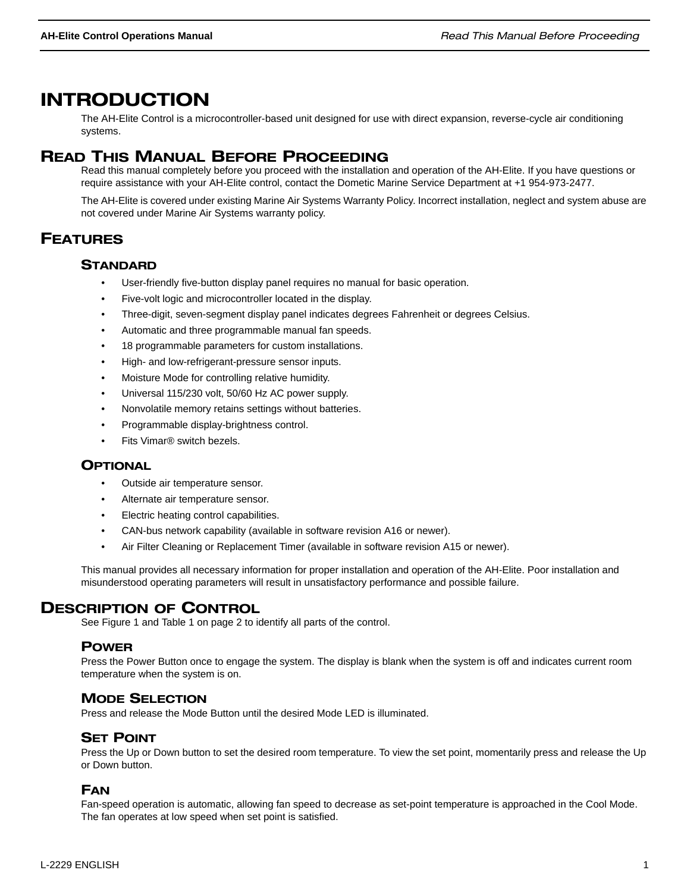# INTRODUCTION

The AH-Elite Control is a microcontroller-based unit designed for use with direct expansion, reverse-cycle air conditioning systems.

## READ THIS MANUAL BEFORE PROCEEDING

Read this manual completely before you proceed with the installation and operation of the AH-Elite. If you have questions or require assistance with your AH-Elite control, contact the Dometic Marine Service Department at +1 954-973-2477.

The AH-Elite is covered under existing Marine Air Systems Warranty Policy. Incorrect installation, neglect and system abuse are not covered under Marine Air Systems warranty policy.

## FEATURES

### STANDARD

- User-friendly five-button display panel requires no manual for basic operation.
- Five-volt logic and microcontroller located in the display.
- Three-digit, seven-segment display panel indicates degrees Fahrenheit or degrees Celsius.
- Automatic and three programmable manual fan speeds.
- 18 programmable parameters for custom installations.
- High- and low-refrigerant-pressure sensor inputs.
- Moisture Mode for controlling relative humidity.
- Universal 115/230 volt, 50/60 Hz AC power supply.
- Nonvolatile memory retains settings without batteries.
- Programmable display-brightness control.
- Fits Vimar® switch bezels.

### OPTIONAL

- Outside air temperature sensor.
- Alternate air temperature sensor.
- Electric heating control capabilities.
- CAN-bus network capability (available in software revision A16 or newer).
- Air Filter Cleaning or Replacement Timer (available in software revision A15 or newer).

This manual provides all necessary information for proper installation and operation of the AH-Elite. Poor installation and misunderstood operating parameters will result in unsatisfactory performance and possible failure.

## DESCRIPTION OF CONTROL

See Figure 1 and Table 1 on page 2 to identify all parts of the control.

### POWER

Press the Power Button once to engage the system. The display is blank when the system is off and indicates current room temperature when the system is on.

### MODE SELECTION

Press and release the Mode Button until the desired Mode LED is illuminated.

### SET POINT

Press the Up or Down button to set the desired room temperature. To view the set point, momentarily press and release the Up or Down button.

### FAN

Fan-speed operation is automatic, allowing fan speed to decrease as set-point temperature is approached in the Cool Mode. The fan operates at low speed when set point is satisfied.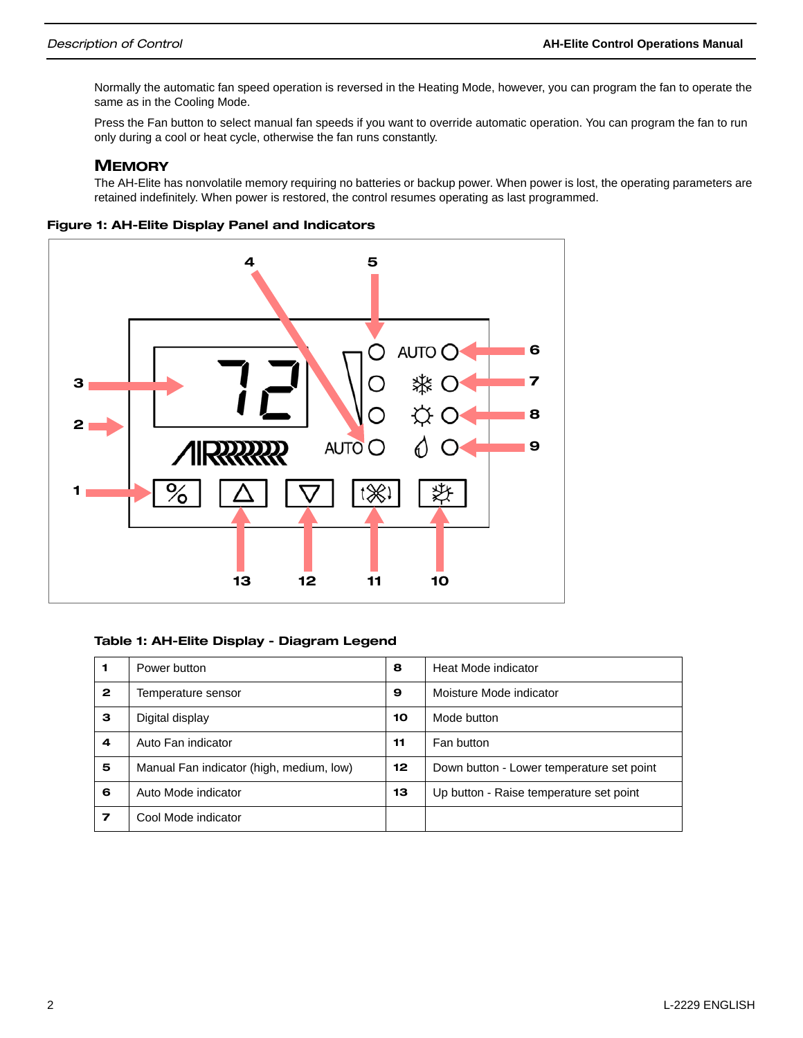Normally the automatic fan speed operation is reversed in the Heating Mode, however, you can program the fan to operate the same as in the Cooling Mode.

Press the Fan button to select manual fan speeds if you want to override automatic operation. You can program the fan to run only during a cool or heat cycle, otherwise the fan runs constantly.

## Memory

The AH-Elite has nonvolatile memory requiring no batteries or backup power. When power is lost, the operating parameters are retained indefinitely. When power is restored, the control resumes operating as last programmed.

**Figure 1: AH-Elite Display Panel and Indicators**

**Table 1: AH-Elite Display - Diagram Legend**

| | | | |
|---|---|---|---|
| **1** | Power button | **8** | Heat Mode indicator |
| **2** | Temperature sensor | **9** | Moisture Mode indicator |
| **3** | Digital display | **10** | Mode button |
| **4** | Auto Fan indicator | **11** | Fan button |
| **5** | Manual Fan indicator (high, medium, low) | **12** | Down button - Lower temperature set point |
| **6** | Auto Mode indicator | **13** | Up button - Raise temperature set point |
| **7** | Cool Mode indicator | | |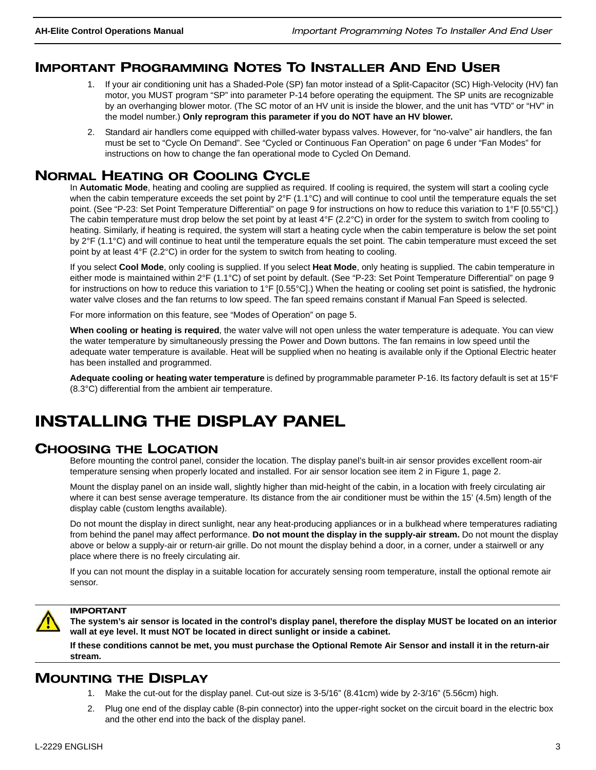## Important Programming Notes To Installer And End User

1. If your air conditioning unit has a Shaded-Pole (SP) fan motor instead of a Split-Capacitor (SC) High-Velocity (HV) fan motor, you MUST program “SP” into parameter P-14 before operating the equipment. The SP units are recognizable by an overhanging blower motor. (The SC motor of an HV unit is inside the blower, and the unit has “VTD” or “HV” in the model number.) **Only reprogram this parameter if you do NOT have an HV blower.**
2. Standard air handlers come equipped with chilled-water bypass valves. However, for “no-valve” air handlers, the fan must be set to “Cycle On Demand”. See “Cycled or Continuous Fan Operation” on page 6 under “Fan Modes” for instructions on how to change the fan operational mode to Cycled On Demand.

## Normal Heating or Cooling Cycle

In **Automatic Mode**, heating and cooling are supplied as required. If cooling is required, the system will start a cooling cycle when the cabin temperature exceeds the set point by 2°F (1.1°C) and will continue to cool until the temperature equals the set point. (See “P-23: Set Point Temperature Differential” on page 9 for instructions on how to reduce this variation to 1°F [0.55°C].) The cabin temperature must drop below the set point by at least 4°F (2.2°C) in order for the system to switch from cooling to heating. Similarly, if heating is required, the system will start a heating cycle when the cabin temperature is below the set point by 2°F (1.1°C) and will continue to heat until the temperature equals the set point. The cabin temperature must exceed the set point by at least 4°F (2.2°C) in order for the system to switch from heating to cooling.

If you select **Cool Mode**, only cooling is supplied. If you select **Heat Mode**, only heating is supplied. The cabin temperature in either mode is maintained within 2°F (1.1°C) of set point by default. (See “P-23: Set Point Temperature Differential” on page 9 for instructions on how to reduce this variation to 1°F [0.55°C].) When the heating or cooling set point is satisfied, the hydronic water valve closes and the fan returns to low speed. The fan speed remains constant if Manual Fan Speed is selected.

For more information on this feature, see “Modes of Operation” on page 5.

**When cooling or heating is required**, the water valve will not open unless the water temperature is adequate. You can view the water temperature by simultaneously pressing the Power and Down buttons. The fan remains in low speed until the adequate water temperature is available. Heat will be supplied when no heating is available only if the Optional Electric heater has been installed and programmed.

**Adequate cooling or heating water temperature** is defined by programmable parameter P-16. Its factory default is set at 15°F (8.3°C) differential from the ambient air temperature.

# INSTALLING THE DISPLAY PANEL

## Choosing the Location

Before mounting the control panel, consider the location. The display panel’s built-in air sensor provides excellent room-air temperature sensing when properly located and installed. For air sensor location see item 2 in Figure 1, page 2.

Mount the display panel on an inside wall, slightly higher than mid-height of the cabin, in a location with freely circulating air where it can best sense average temperature. Its distance from the air conditioner must be within the 15’ (4.5m) length of the display cable (custom lengths available).

Do not mount the display in direct sunlight, near any heat-producing appliances or in a bulkhead where temperatures radiating from behind the panel may affect performance. **Do not mount the display in the supply-air stream.** Do not mount the display above or below a supply-air or return-air grille. Do not mount the display behind a door, in a corner, under a stairwell or any place where there is no freely circulating air.

If you can not mount the display in a suitable location for accurately sensing room temperature, install the optional remote air sensor.

> **IMPORTANT**
>
> **The system’s air sensor is located in the control’s display panel, therefore the display MUST be located on an interior wall at eye level. It must NOT be located in direct sunlight or inside a cabinet.**
>
> **If these conditions cannot be met, you must purchase the Optional Remote Air Sensor and install it in the return-air stream.**

## Mounting the Display

1. Make the cut-out for the display panel. Cut-out size is 3-5/16” (8.41cm) wide by 2-3/16” (5.56cm) high.
2. Plug one end of the display cable (8-pin connector) into the upper-right socket on the circuit board in the electric box and the other end into the back of the display panel.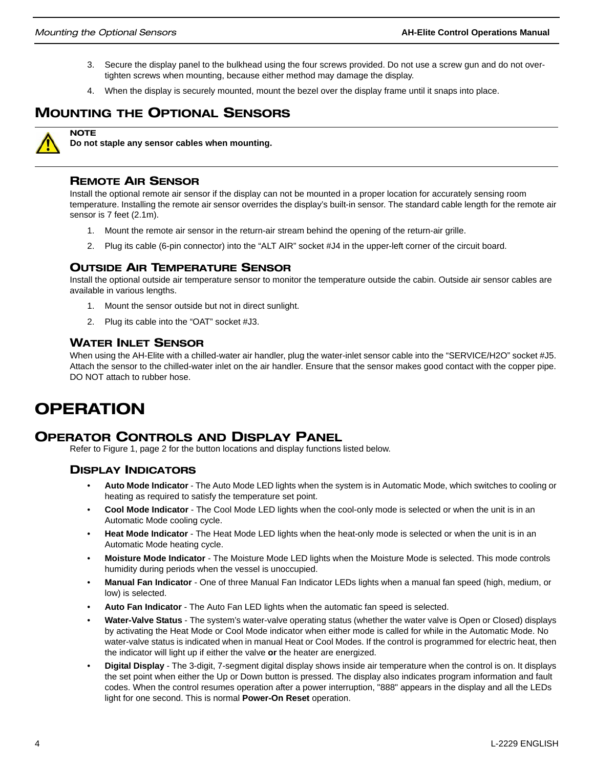3. Secure the display panel to the bulkhead using the four screws provided. Do not use a screw gun and do not over-tighten screws when mounting, because either method may damage the display.
4. When the display is securely mounted, mount the bezel over the display frame until it snaps into place.

## MOUNTING THE OPTIONAL SENSORS

**NOTE**
**Do not staple any sensor cables when mounting.**

### REMOTE AIR SENSOR

Install the optional remote air sensor if the display can not be mounted in a proper location for accurately sensing room temperature. Installing the remote air sensor overrides the display's built-in sensor. The standard cable length for the remote air sensor is 7 feet (2.1m).

1. Mount the remote air sensor in the return-air stream behind the opening of the return-air grille.
2. Plug its cable (6-pin connector) into the "ALT AIR" socket #J4 in the upper-left corner of the circuit board.

### OUTSIDE AIR TEMPERATURE SENSOR

Install the optional outside air temperature sensor to monitor the temperature outside the cabin. Outside air sensor cables are available in various lengths.

1. Mount the sensor outside but not in direct sunlight.
2. Plug its cable into the "OAT" socket #J3.

### WATER INLET SENSOR

When using the AH-Elite with a chilled-water air handler, plug the water-inlet sensor cable into the "SERVICE/H2O" socket #J5. Attach the sensor to the chilled-water inlet on the air handler. Ensure that the sensor makes good contact with the copper pipe. DO NOT attach to rubber hose.

# OPERATION

## OPERATOR CONTROLS AND DISPLAY PANEL

Refer to Figure 1, page 2 for the button locations and display functions listed below.

### DISPLAY INDICATORS

- **Auto Mode Indicator** - The Auto Mode LED lights when the system is in Automatic Mode, which switches to cooling or heating as required to satisfy the temperature set point.
- **Cool Mode Indicator** - The Cool Mode LED lights when the cool-only mode is selected or when the unit is in an Automatic Mode cooling cycle.
- **Heat Mode Indicator** - The Heat Mode LED lights when the heat-only mode is selected or when the unit is in an Automatic Mode heating cycle.
- **Moisture Mode Indicator** - The Moisture Mode LED lights when the Moisture Mode is selected. This mode controls humidity during periods when the vessel is unoccupied.
- **Manual Fan Indicator** - One of three Manual Fan Indicator LEDs lights when a manual fan speed (high, medium, or low) is selected.
- **Auto Fan Indicator** - The Auto Fan LED lights when the automatic fan speed is selected.
- **Water-Valve Status** - The system's water-valve operating status (whether the water valve is Open or Closed) displays by activating the Heat Mode or Cool Mode indicator when either mode is called for while in the Automatic Mode. No water-valve status is indicated when in manual Heat or Cool Modes. If the control is programmed for electric heat, then the indicator will light up if either the valve **or** the heater are energized.
- **Digital Display** - The 3-digit, 7-segment digital display shows inside air temperature when the control is on. It displays the set point when either the Up or Down button is pressed. The display also indicates program information and fault codes. When the control resumes operation after a power interruption, "888" appears in the display and all the LEDs light for one second. This is normal **Power-On Reset** operation.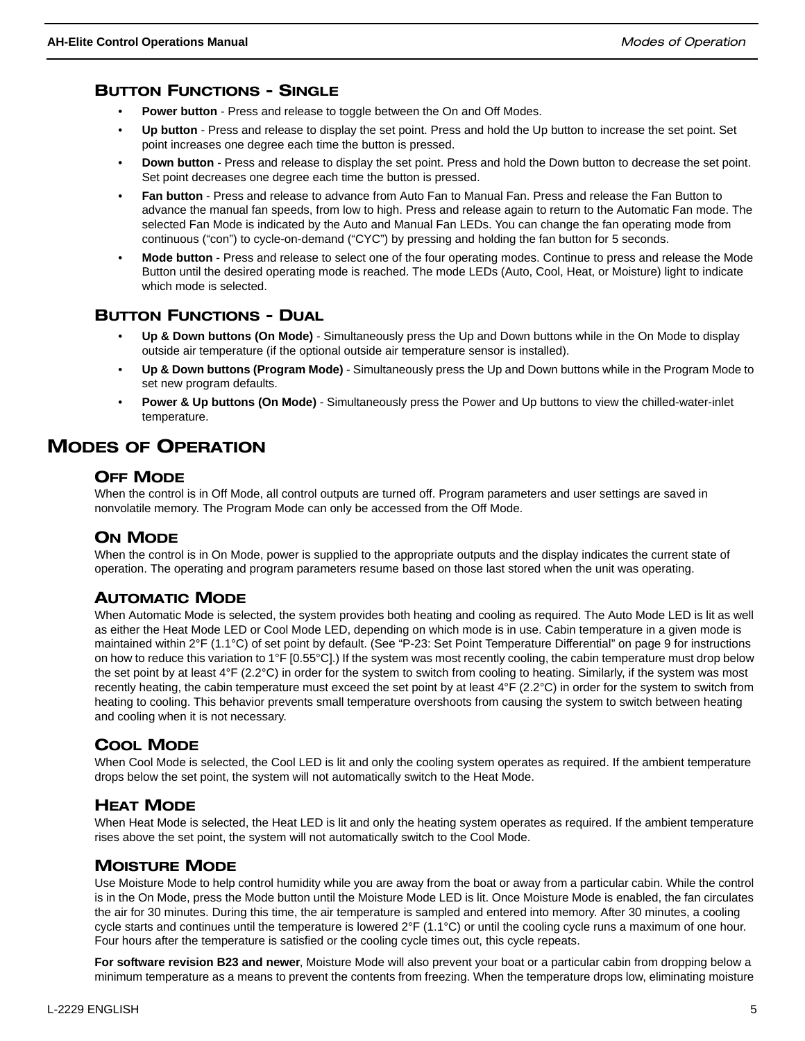### Button Functions - Single

- **Power button** - Press and release to toggle between the On and Off Modes.
- **Up button** - Press and release to display the set point. Press and hold the Up button to increase the set point. Set point increases one degree each time the button is pressed.
- **Down button** - Press and release to display the set point. Press and hold the Down button to decrease the set point. Set point decreases one degree each time the button is pressed.
- **Fan button** - Press and release to advance from Auto Fan to Manual Fan. Press and release the Fan Button to advance the manual fan speeds, from low to high. Press and release again to return to the Automatic Fan mode. The selected Fan Mode is indicated by the Auto and Manual Fan LEDs. You can change the fan operating mode from continuous (“con”) to cycle-on-demand (“CYC”) by pressing and holding the fan button for 5 seconds.
- **Mode button** - Press and release to select one of the four operating modes. Continue to press and release the Mode Button until the desired operating mode is reached. The mode LEDs (Auto, Cool, Heat, or Moisture) light to indicate which mode is selected.

### Button Functions - Dual

- **Up & Down buttons (On Mode)** - Simultaneously press the Up and Down buttons while in the On Mode to display outside air temperature (if the optional outside air temperature sensor is installed).
- **Up & Down buttons (Program Mode)** - Simultaneously press the Up and Down buttons while in the Program Mode to set new program defaults.
- **Power & Up buttons (On Mode)** - Simultaneously press the Power and Up buttons to view the chilled-water-inlet temperature.

## Modes of Operation

### Off Mode

When the control is in Off Mode, all control outputs are turned off. Program parameters and user settings are saved in nonvolatile memory. The Program Mode can only be accessed from the Off Mode.

### On Mode

When the control is in On Mode, power is supplied to the appropriate outputs and the display indicates the current state of operation. The operating and program parameters resume based on those last stored when the unit was operating.

### Automatic Mode

When Automatic Mode is selected, the system provides both heating and cooling as required. The Auto Mode LED is lit as well as either the Heat Mode LED or Cool Mode LED, depending on which mode is in use. Cabin temperature in a given mode is maintained within 2°F (1.1°C) of set point by default. (See “P-23: Set Point Temperature Differential” on page 9 for instructions on how to reduce this variation to 1°F [0.55°C].) If the system was most recently cooling, the cabin temperature must drop below the set point by at least 4°F (2.2°C) in order for the system to switch from cooling to heating. Similarly, if the system was most recently heating, the cabin temperature must exceed the set point by at least 4°F (2.2°C) in order for the system to switch from heating to cooling. This behavior prevents small temperature overshoots from causing the system to switch between heating and cooling when it is not necessary.

### Cool Mode

When Cool Mode is selected, the Cool LED is lit and only the cooling system operates as required. If the ambient temperature drops below the set point, the system will not automatically switch to the Heat Mode.

### Heat Mode

When Heat Mode is selected, the Heat LED is lit and only the heating system operates as required. If the ambient temperature rises above the set point, the system will not automatically switch to the Cool Mode.

### Moisture Mode

Use Moisture Mode to help control humidity while you are away from the boat or away from a particular cabin. While the control is in the On Mode, press the Mode button until the Moisture Mode LED is lit. Once Moisture Mode is enabled, the fan circulates the air for 30 minutes. During this time, the air temperature is sampled and entered into memory. After 30 minutes, a cooling cycle starts and continues until the temperature is lowered 2°F (1.1°C) or until the cooling cycle runs a maximum of one hour. Four hours after the temperature is satisfied or the cooling cycle times out, this cycle repeats.

**For software revision B23 and newer**, Moisture Mode will also prevent your boat or a particular cabin from dropping below a minimum temperature as a means to prevent the contents from freezing. When the temperature drops low, eliminating moisture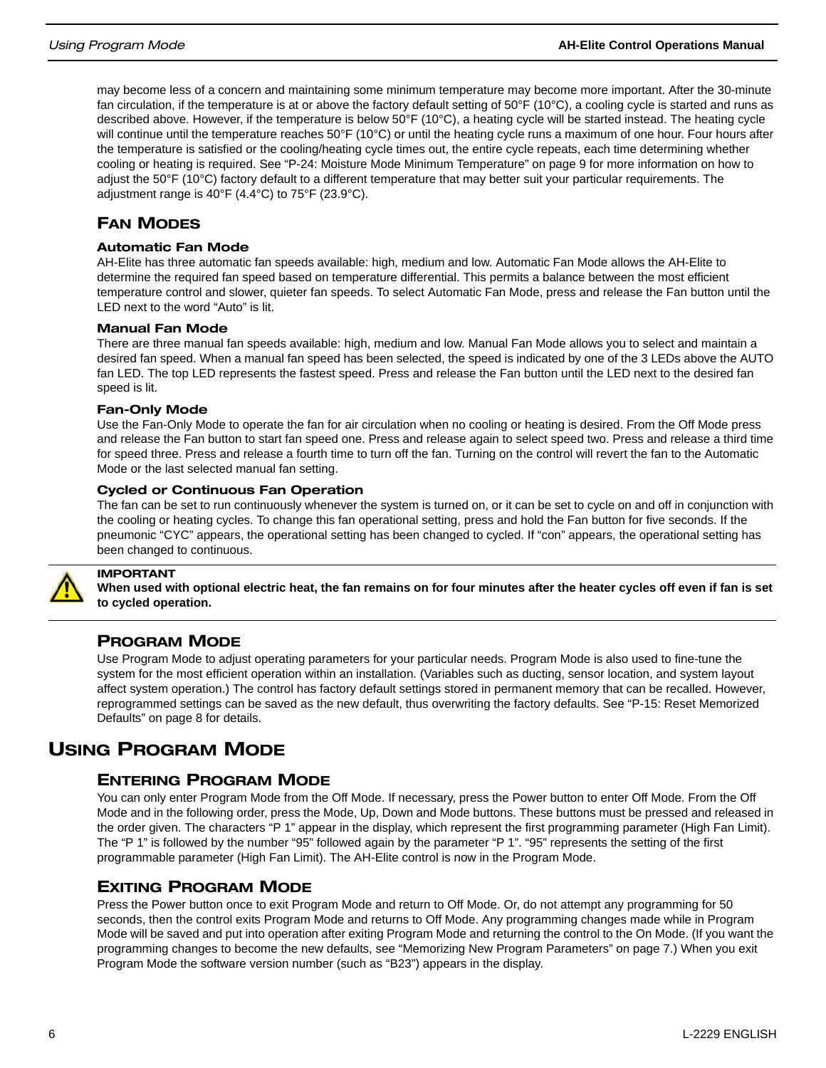may become less of a concern and maintaining some minimum temperature may become more important. After the 30-minute fan circulation, if the temperature is at or above the factory default setting of 50°F (10°C), a cooling cycle is started and runs as described above. However, if the temperature is below 50°F (10°C), a heating cycle will be started instead. The heating cycle will continue until the temperature reaches 50°F (10°C) or until the heating cycle runs a maximum of one hour. Four hours after the temperature is satisfied or the cooling/heating cycle times out, the entire cycle repeats, each time determining whether cooling or heating is required. See "P-24: Moisture Mode Minimum Temperature" on page 9 for more information on how to adjust the 50°F (10°C) factory default to a different temperature that may better suit your particular requirements. The adjustment range is 40°F (4.4°C) to 75°F (23.9°C).

## Fan Modes

### Automatic Fan Mode

AH-Elite has three automatic fan speeds available: high, medium and low. Automatic Fan Mode allows the AH-Elite to determine the required fan speed based on temperature differential. This permits a balance between the most efficient temperature control and slower, quieter fan speeds. To select Automatic Fan Mode, press and release the Fan button until the LED next to the word "Auto" is lit.

### Manual Fan Mode

There are three manual fan speeds available: high, medium and low. Manual Fan Mode allows you to select and maintain a desired fan speed. When a manual fan speed has been selected, the speed is indicated by one of the 3 LEDs above the AUTO fan LED. The top LED represents the fastest speed. Press and release the Fan button until the LED next to the desired fan speed is lit.

### Fan-Only Mode

Use the Fan-Only Mode to operate the fan for air circulation when no cooling or heating is desired. From the Off Mode press and release the Fan button to start fan speed one. Press and release again to select speed two. Press and release a third time for speed three. Press and release a fourth time to turn off the fan. Turning on the control will revert the fan to the Automatic Mode or the last selected manual fan setting.

### Cycled or Continuous Fan Operation

The fan can be set to run continuously whenever the system is turned on, or it can be set to cycle on and off in conjunction with the cooling or heating cycles. To change this fan operational setting, press and hold the Fan button for five seconds. If the pneumonic "CYC" appears, the operational setting has been changed to cycled. If "con" appears, the operational setting has been changed to continuous.

**IMPORTANT**

**When used with optional electric heat, the fan remains on for four minutes after the heater cycles off even if fan is set to cycled operation.**

## Program Mode

Use Program Mode to adjust operating parameters for your particular needs. Program Mode is also used to fine-tune the system for the most efficient operation within an installation. (Variables such as ducting, sensor location, and system layout affect system operation.) The control has factory default settings stored in permanent memory that can be recalled. However, reprogrammed settings can be saved as the new default, thus overwriting the factory defaults. See "P-15: Reset Memorized Defaults" on page 8 for details.

# Using Program Mode

## Entering Program Mode

You can only enter Program Mode from the Off Mode. If necessary, press the Power button to enter Off Mode. From the Off Mode and in the following order, press the Mode, Up, Down and Mode buttons. These buttons must be pressed and released in the order given. The characters "P 1" appear in the display, which represent the first programming parameter (High Fan Limit). The "P 1" is followed by the number "95" followed again by the parameter "P 1". "95" represents the setting of the first programmable parameter (High Fan Limit). The AH-Elite control is now in the Program Mode.

## Exiting Program Mode

Press the Power button once to exit Program Mode and return to Off Mode. Or, do not attempt any programming for 50 seconds, then the control exits Program Mode and returns to Off Mode. Any programming changes made while in Program Mode will be saved and put into operation after exiting Program Mode and returning the control to the On Mode. (If you want the programming changes to become the new defaults, see "Memorizing New Program Parameters" on page 7.) When you exit Program Mode the software version number (such as "B23") appears in the display.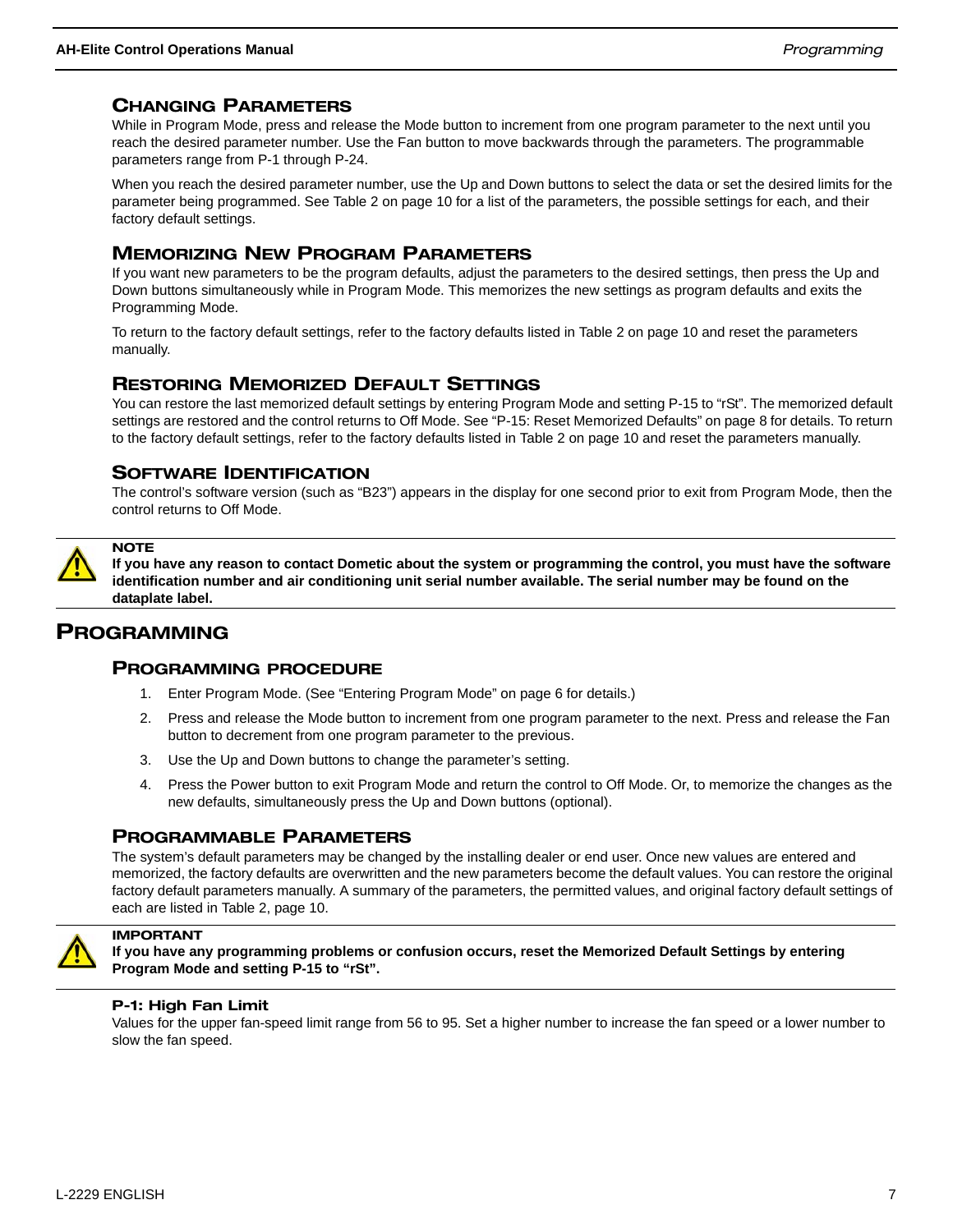## Changing Parameters

While in Program Mode, press and release the Mode button to increment from one program parameter to the next until you reach the desired parameter number. Use the Fan button to move backwards through the parameters. The programmable parameters range from P-1 through P-24.

When you reach the desired parameter number, use the Up and Down buttons to select the data or set the desired limits for the parameter being programmed. See Table 2 on page 10 for a list of the parameters, the possible settings for each, and their factory default settings.

## Memorizing New Program Parameters

If you want new parameters to be the program defaults, adjust the parameters to the desired settings, then press the Up and Down buttons simultaneously while in Program Mode. This memorizes the new settings as program defaults and exits the Programming Mode.

To return to the factory default settings, refer to the factory defaults listed in Table 2 on page 10 and reset the parameters manually.

## Restoring Memorized Default Settings

You can restore the last memorized default settings by entering Program Mode and setting P-15 to “rSt”. The memorized default settings are restored and the control returns to Off Mode. See “P-15: Reset Memorized Defaults” on page 8 for details. To return to the factory default settings, refer to the factory defaults listed in Table 2 on page 10 and reset the parameters manually.

## Software Identification

The control’s software version (such as “B23”) appears in the display for one second prior to exit from Program Mode, then the control returns to Off Mode.

> **NOTE**
> **If you have any reason to contact Dometic about the system or programming the control, you must have the software identification number and air conditioning unit serial number available. The serial number may be found on the dataplate label.**

# Programming

## Programming procedure

1. Enter Program Mode. (See “Entering Program Mode” on page 6 for details.)
2. Press and release the Mode button to increment from one program parameter to the next. Press and release the Fan button to decrement from one program parameter to the previous.
3. Use the Up and Down buttons to change the parameter’s setting.
4. Press the Power button to exit Program Mode and return the control to Off Mode. Or, to memorize the changes as the new defaults, simultaneously press the Up and Down buttons (optional).

## Programmable Parameters

The system’s default parameters may be changed by the installing dealer or end user. Once new values are entered and memorized, the factory defaults are overwritten and the new parameters become the default values. You can restore the original factory default parameters manually. A summary of the parameters, the permitted values, and original factory default settings of each are listed in Table 2, page 10.

> **IMPORTANT**
> **If you have any programming problems or confusion occurs, reset the Memorized Default Settings by entering Program Mode and setting P-15 to “rSt”.**

### P-1: High Fan Limit

Values for the upper fan-speed limit range from 56 to 95. Set a higher number to increase the fan speed or a lower number to slow the fan speed.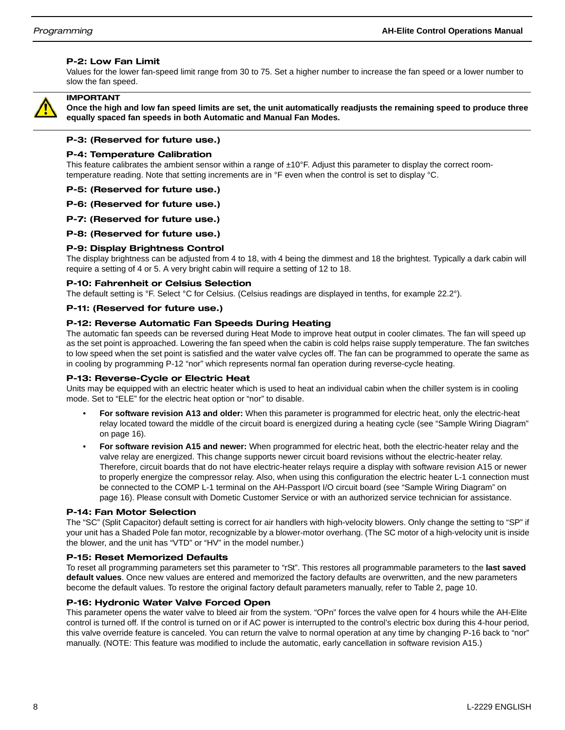### P-2: Low Fan Limit

Values for the lower fan-speed limit range from 30 to 75. Set a higher number to increase the fan speed or a lower number to slow the fan speed.

> **IMPORTANT**
> **Once the high and low fan speed limits are set, the unit automatically readjusts the remaining speed to produce three equally spaced fan speeds in both Automatic and Manual Fan Modes.**

### P-3: (Reserved for future use.)

### P-4: Temperature Calibration

This feature calibrates the ambient sensor within a range of ±10°F. Adjust this parameter to display the correct room-temperature reading. Note that setting increments are in °F even when the control is set to display °C.

### P-5: (Reserved for future use.)

### P-6: (Reserved for future use.)

### P-7: (Reserved for future use.)

### P-8: (Reserved for future use.)

### P-9: Display Brightness Control

The display brightness can be adjusted from 4 to 18, with 4 being the dimmest and 18 the brightest. Typically a dark cabin will require a setting of 4 or 5. A very bright cabin will require a setting of 12 to 18.

### P-10: Fahrenheit or Celsius Selection

The default setting is °F. Select °C for Celsius. (Celsius readings are displayed in tenths, for example 22.2°).

### P-11: (Reserved for future use.)

### P-12: Reverse Automatic Fan Speeds During Heating

The automatic fan speeds can be reversed during Heat Mode to improve heat output in cooler climates. The fan will speed up as the set point is approached. Lowering the fan speed when the cabin is cold helps raise supply temperature. The fan switches to low speed when the set point is satisfied and the water valve cycles off. The fan can be programmed to operate the same as in cooling by programming P-12 “nor” which represents normal fan operation during reverse-cycle heating.

### P-13: Reverse-Cycle or Electric Heat

Units may be equipped with an electric heater which is used to heat an individual cabin when the chiller system is in cooling mode. Set to “ELE” for the electric heat option or “nor” to disable.

- **For software revision A13 and older:** When this parameter is programmed for electric heat, only the electric-heat relay located toward the middle of the circuit board is energized during a heating cycle (see “Sample Wiring Diagram” on page 16).
- **For software revision A15 and newer:** When programmed for electric heat, both the electric-heater relay and the valve relay are energized. This change supports newer circuit board revisions without the electric-heater relay. Therefore, circuit boards that do not have electric-heater relays require a display with software revision A15 or newer to properly energize the compressor relay. Also, when using this configuration the electric heater L-1 connection must be connected to the COMP L-1 terminal on the AH-Passport I/O circuit board (see “Sample Wiring Diagram” on page 16). Please consult with Dometic Customer Service or with an authorized service technician for assistance.

### P-14: Fan Motor Selection

The “SC” (Split Capacitor) default setting is correct for air handlers with high-velocity blowers. Only change the setting to “SP” if your unit has a Shaded Pole fan motor, recognizable by a blower-motor overhang. (The SC motor of a high-velocity unit is inside the blower, and the unit has “VTD” or “HV” in the model number.)

### P-15: Reset Memorized Defaults

To reset all programming parameters set this parameter to “rSt”. This restores all programmable parameters to the **last saved default values**. Once new values are entered and memorized the factory defaults are overwritten, and the new parameters become the default values. To restore the original factory default parameters manually, refer to Table 2, page 10.

### P-16: Hydronic Water Valve Forced Open

This parameter opens the water valve to bleed air from the system. “OPn” forces the valve open for 4 hours while the AH-Elite control is turned off. If the control is turned on or if AC power is interrupted to the control’s electric box during this 4-hour period, this valve override feature is canceled. You can return the valve to normal operation at any time by changing P-16 back to “nor” manually. (NOTE: This feature was modified to include the automatic, early cancellation in software revision A15.)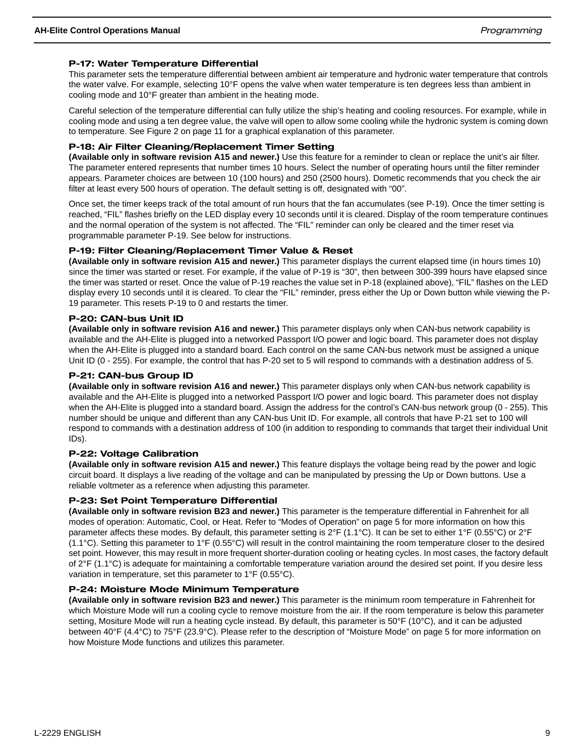### P-17: Water Temperature Differential

This parameter sets the temperature differential between ambient air temperature and hydronic water temperature that controls the water valve. For example, selecting 10°F opens the valve when water temperature is ten degrees less than ambient in cooling mode and 10°F greater than ambient in the heating mode.

Careful selection of the temperature differential can fully utilize the ship's heating and cooling resources. For example, while in cooling mode and using a ten degree value, the valve will open to allow some cooling while the hydronic system is coming down to temperature. See Figure 2 on page 11 for a graphical explanation of this parameter.

### P-18: Air Filter Cleaning/Replacement Timer Setting

**(Available only in software revision A15 and newer.)** Use this feature for a reminder to clean or replace the unit's air filter. The parameter entered represents that number times 10 hours. Select the number of operating hours until the filter reminder appears. Parameter choices are between 10 (100 hours) and 250 (2500 hours). Dometic recommends that you check the air filter at least every 500 hours of operation. The default setting is off, designated with "00".

Once set, the timer keeps track of the total amount of run hours that the fan accumulates (see P-19). Once the timer setting is reached, "FIL" flashes briefly on the LED display every 10 seconds until it is cleared. Display of the room temperature continues and the normal operation of the system is not affected. The "FIL" reminder can only be cleared and the timer reset via programmable parameter P-19. See below for instructions.

### P-19: Filter Cleaning/Replacement Timer Value & Reset

**(Available only in software revision A15 and newer.)** This parameter displays the current elapsed time (in hours times 10) since the timer was started or reset. For example, if the value of P-19 is "30", then between 300-399 hours have elapsed since the timer was started or reset. Once the value of P-19 reaches the value set in P-18 (explained above), "FIL" flashes on the LED display every 10 seconds until it is cleared. To clear the "FIL" reminder, press either the Up or Down button while viewing the P-19 parameter. This resets P-19 to 0 and restarts the timer.

### P-20: CAN-bus Unit ID

**(Available only in software revision A16 and newer.)** This parameter displays only when CAN-bus network capability is available and the AH-Elite is plugged into a networked Passport I/O power and logic board. This parameter does not display when the AH-Elite is plugged into a standard board. Each control on the same CAN-bus network must be assigned a unique Unit ID (0 - 255). For example, the control that has P-20 set to 5 will respond to commands with a destination address of 5.

### P-21: CAN-bus Group ID

**(Available only in software revision A16 and newer.)** This parameter displays only when CAN-bus network capability is available and the AH-Elite is plugged into a networked Passport I/O power and logic board. This parameter does not display when the AH-Elite is plugged into a standard board. Assign the address for the control's CAN-bus network group (0 - 255). This number should be unique and different than any CAN-bus Unit ID. For example, all controls that have P-21 set to 100 will respond to commands with a destination address of 100 (in addition to responding to commands that target their individual Unit IDs).

### P-22: Voltage Calibration

**(Available only in software revision A15 and newer.)** This feature displays the voltage being read by the power and logic circuit board. It displays a live reading of the voltage and can be manipulated by pressing the Up or Down buttons. Use a reliable voltmeter as a reference when adjusting this parameter.

### P-23: Set Point Temperature Differential

**(Available only in software revision B23 and newer.)** This parameter is the temperature differential in Fahrenheit for all modes of operation: Automatic, Cool, or Heat. Refer to "Modes of Operation" on page 5 for more information on how this parameter affects these modes. By default, this parameter setting is 2°F (1.1°C). It can be set to either 1°F (0.55°C) or 2°F (1.1°C). Setting this parameter to 1°F (0.55°C) will result in the control maintaining the room temperature closer to the desired set point. However, this may result in more frequent shorter-duration cooling or heating cycles. In most cases, the factory default of 2°F (1.1°C) is adequate for maintaining a comfortable temperature variation around the desired set point. If you desire less variation in temperature, set this parameter to 1°F (0.55°C).

### P-24: Moisture Mode Minimum Temperature

**(Available only in software revision B23 and newer.)** This parameter is the minimum room temperature in Fahrenheit for which Moisture Mode will run a cooling cycle to remove moisture from the air. If the room temperature is below this parameter setting, Mositure Mode will run a heating cycle instead. By default, this parameter is 50°F (10°C), and it can be adjusted between 40°F (4.4°C) to 75°F (23.9°C). Please refer to the description of "Moisture Mode" on page 5 for more information on how Moisture Mode functions and utilizes this parameter.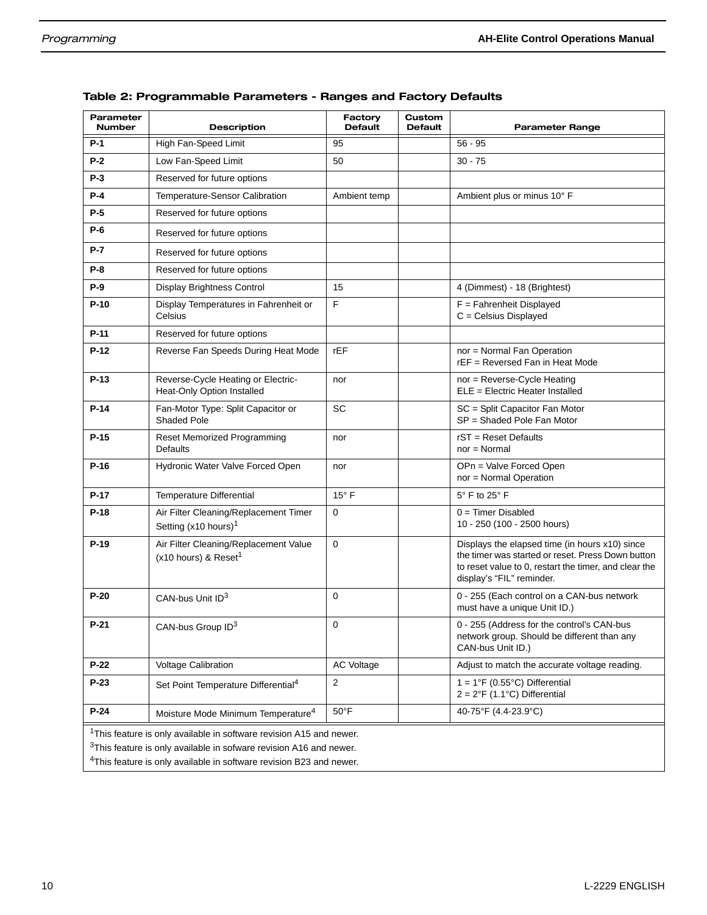### Table 2: Programmable Parameters - Ranges and Factory Defaults

| Parameter Number | Description | Factory Default | Custom Default | Parameter Range |
|---|---|---|---|---|
| **P-1** | High Fan-Speed Limit | 95 | | 56 - 95 |
| **P-2** | Low Fan-Speed Limit | 50 | | 30 - 75 |
| **P-3** | Reserved for future options | | | |
| **P-4** | Temperature-Sensor Calibration | Ambient temp | | Ambient plus or minus 10° F |
| **P-5** | Reserved for future options | | | |
| **P-6** | Reserved for future options | | | |
| **P-7** | Reserved for future options | | | |
| **P-8** | Reserved for future options | | | |
| **P-9** | Display Brightness Control | 15 | | 4 (Dimmest) - 18 (Brightest) |
| **P-10** | Display Temperatures in Fahrenheit or Celsius | F | | F = Fahrenheit Displayed<br>C = Celsius Displayed |
| **P-11** | Reserved for future options | | | |
| **P-12** | Reverse Fan Speeds During Heat Mode | rEF | | nor = Normal Fan Operation<br>rEF = Reversed Fan in Heat Mode |
| **P-13** | Reverse-Cycle Heating or Electric-Heat-Only Option Installed | nor | | nor = Reverse-Cycle Heating<br>ELE = Electric Heater Installed |
| **P-14** | Fan-Motor Type: Split Capacitor or Shaded Pole | SC | | SC = Split Capacitor Fan Motor<br>SP = Shaded Pole Fan Motor |
| **P-15** | Reset Memorized Programming Defaults | nor | | rST = Reset Defaults<br>nor = Normal |
| **P-16** | Hydronic Water Valve Forced Open | nor | | OPn = Valve Forced Open<br>nor = Normal Operation |
| **P-17** | Temperature Differential | 15° F | | 5° F to 25° F |
| **P-18** | Air Filter Cleaning/Replacement Timer Setting (x10 hours)[1] | 0 | | 0 = Timer Disabled<br>10 - 250 (100 - 2500 hours) |
| **P-19** | Air Filter Cleaning/Replacement Value (x10 hours) & Reset[1] | 0 | | Displays the elapsed time (in hours x10) since the timer was started or reset. Press Down button to reset value to 0, restart the timer, and clear the display's "FIL" reminder. |
| **P-20** | CAN-bus Unit ID[3] | 0 | | 0 - 255 (Each control on a CAN-bus network must have a unique Unit ID.) |
| **P-21** | CAN-bus Group ID[3] | 0 | | 0 - 255 (Address for the control's CAN-bus network group. Should be different than any CAN-bus Unit ID.) |
| **P-22** | Voltage Calibration | AC Voltage | | Adjust to match the accurate voltage reading. |
| **P-23** | Set Point Temperature Differential[4] | 2 | | 1 = 1°F (0.55°C) Differential<br>2 = 2°F (1.1°C) Differential |
| **P-24** | Moisture Mode Minimum Temperature[4] | 50°F | | 40-75°F (4.4-23.9°C) |

[1]This feature is only available in software revision A15 and newer.

[3]This feature is only available in sofware revision A16 and newer.

[4]This feature is only available in software revision B23 and newer.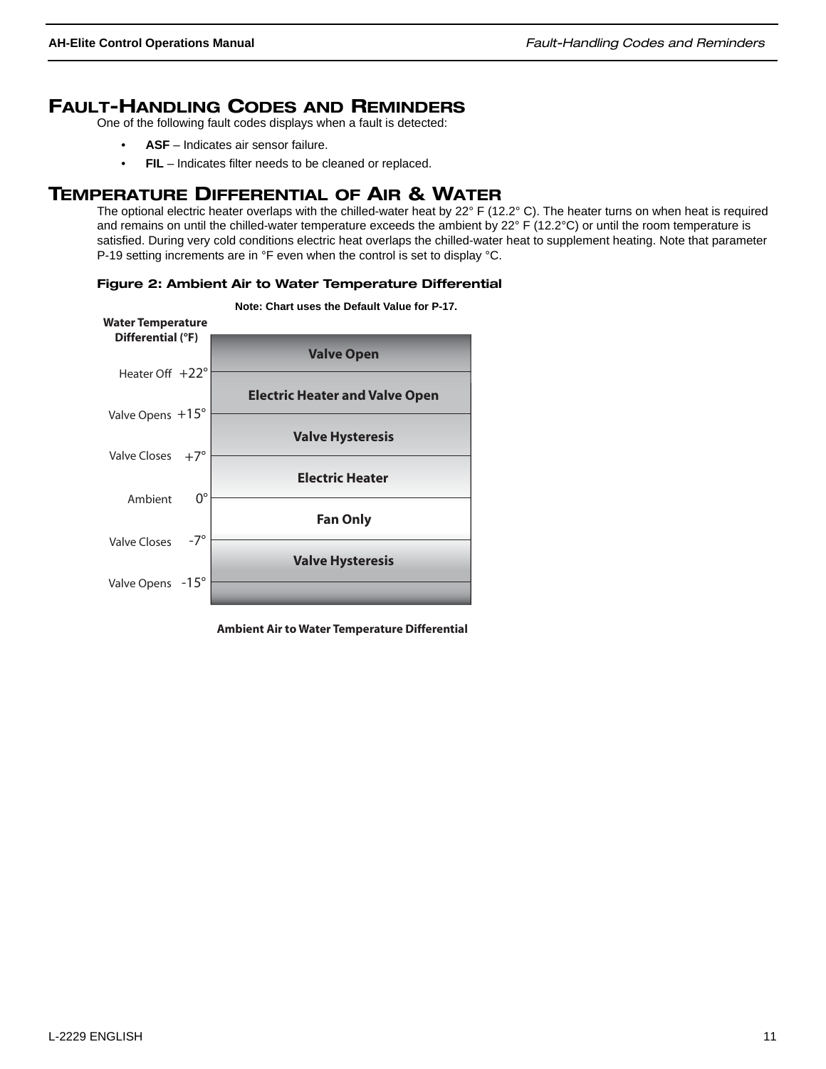# Fault-Handling Codes and Reminders

One of the following fault codes displays when a fault is detected:

- **ASF** – Indicates air sensor failure.
- **FIL** – Indicates filter needs to be cleaned or replaced.

# Temperature Differential of Air & Water

The optional electric heater overlaps with the chilled-water heat by 22° F (12.2° C). The heater turns on when heat is required and remains on until the chilled-water temperature exceeds the ambient by 22° F (12.2°C) or until the room temperature is satisfied. During very cold conditions electric heat overlaps the chilled-water heat to supplement heating. Note that parameter P-19 setting increments are in °F even when the control is set to display °C.

**Figure 2: Ambient Air to Water Temperature Differential**

**Note: Chart uses the Default Value for P-17.**

| Water Temperature Differential (°F) | | Mode |
|---|---|---|
| | | Valve Open |
| Heater Off | +22° | |
| | | Electric Heater and Valve Open |
| Valve Opens | +15° | |
| | | Valve Hysteresis |
| Valve Closes | +7° | |
| | | Electric Heater |
| Ambient | 0° | |
| | | Fan Only |
| Valve Closes | -7° | |
| | | Valve Hysteresis |
| Valve Opens | -15° | |

**Ambient Air to Water Temperature Differential**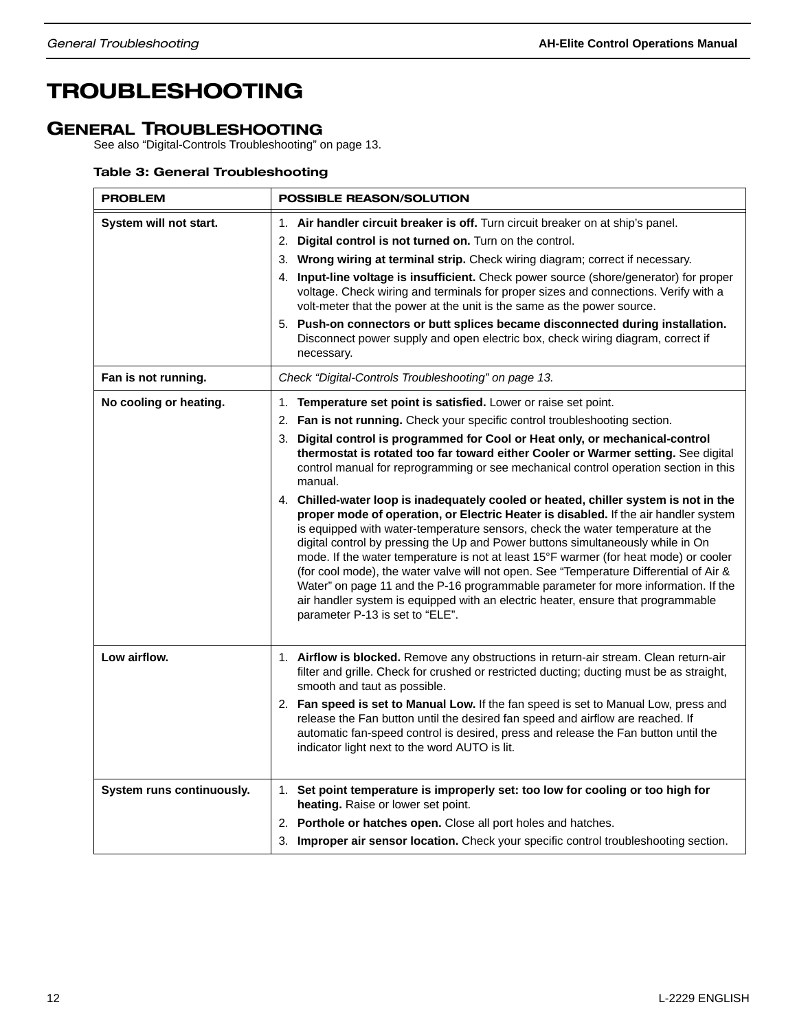# TROUBLESHOOTING

## GENERAL TROUBLESHOOTING

See also “Digital-Controls Troubleshooting” on page 13.

**Table 3: General Troubleshooting**

| PROBLEM | POSSIBLE REASON/SOLUTION |
|---|---|
| **System will not start.** | 1. **Air handler circuit breaker is off.** Turn circuit breaker on at ship’s panel.<br>2. **Digital control is not turned on.** Turn on the control.<br>3. **Wrong wiring at terminal strip.** Check wiring diagram; correct if necessary.<br>4. **Input-line voltage is insufficient.** Check power source (shore/generator) for proper voltage. Check wiring and terminals for proper sizes and connections. Verify with a volt-meter that the power at the unit is the same as the power source.<br>5. **Push-on connectors or butt splices became disconnected during installation.** Disconnect power supply and open electric box, check wiring diagram, correct if necessary. |
| **Fan is not running.** | *Check “Digital-Controls Troubleshooting” on page 13.* |
| **No cooling or heating.** | 1. **Temperature set point is satisfied.** Lower or raise set point.<br>2. **Fan is not running.** Check your specific control troubleshooting section.<br>3. **Digital control is programmed for Cool or Heat only, or mechanical-control thermostat is rotated too far toward either Cooler or Warmer setting.** See digital control manual for reprogramming or see mechanical control operation section in this manual.<br>4. **Chilled-water loop is inadequately cooled or heated, chiller system is not in the proper mode of operation, or Electric Heater is disabled.** If the air handler system is equipped with water-temperature sensors, check the water temperature at the digital control by pressing the Up and Power buttons simultaneously while in On mode. If the water temperature is not at least 15°F warmer (for heat mode) or cooler (for cool mode), the water valve will not open. See “Temperature Differential of Air & Water” on page 11 and the P-16 programmable parameter for more information. If the air handler system is equipped with an electric heater, ensure that programmable parameter P-13 is set to “ELE”. |
| **Low airflow.** | 1. **Airflow is blocked.** Remove any obstructions in return-air stream. Clean return-air filter and grille. Check for crushed or restricted ducting; ducting must be as straight, smooth and taut as possible.<br>2. **Fan speed is set to Manual Low.** If the fan speed is set to Manual Low, press and release the Fan button until the desired fan speed and airflow are reached. If automatic fan-speed control is desired, press and release the Fan button until the indicator light next to the word AUTO is lit. |
| **System runs continuously.** | 1. **Set point temperature is improperly set: too low for cooling or too high for heating.** Raise or lower set point.<br>2. **Porthole or hatches open.** Close all port holes and hatches.<br>3. **Improper air sensor location.** Check your specific control troubleshooting section. |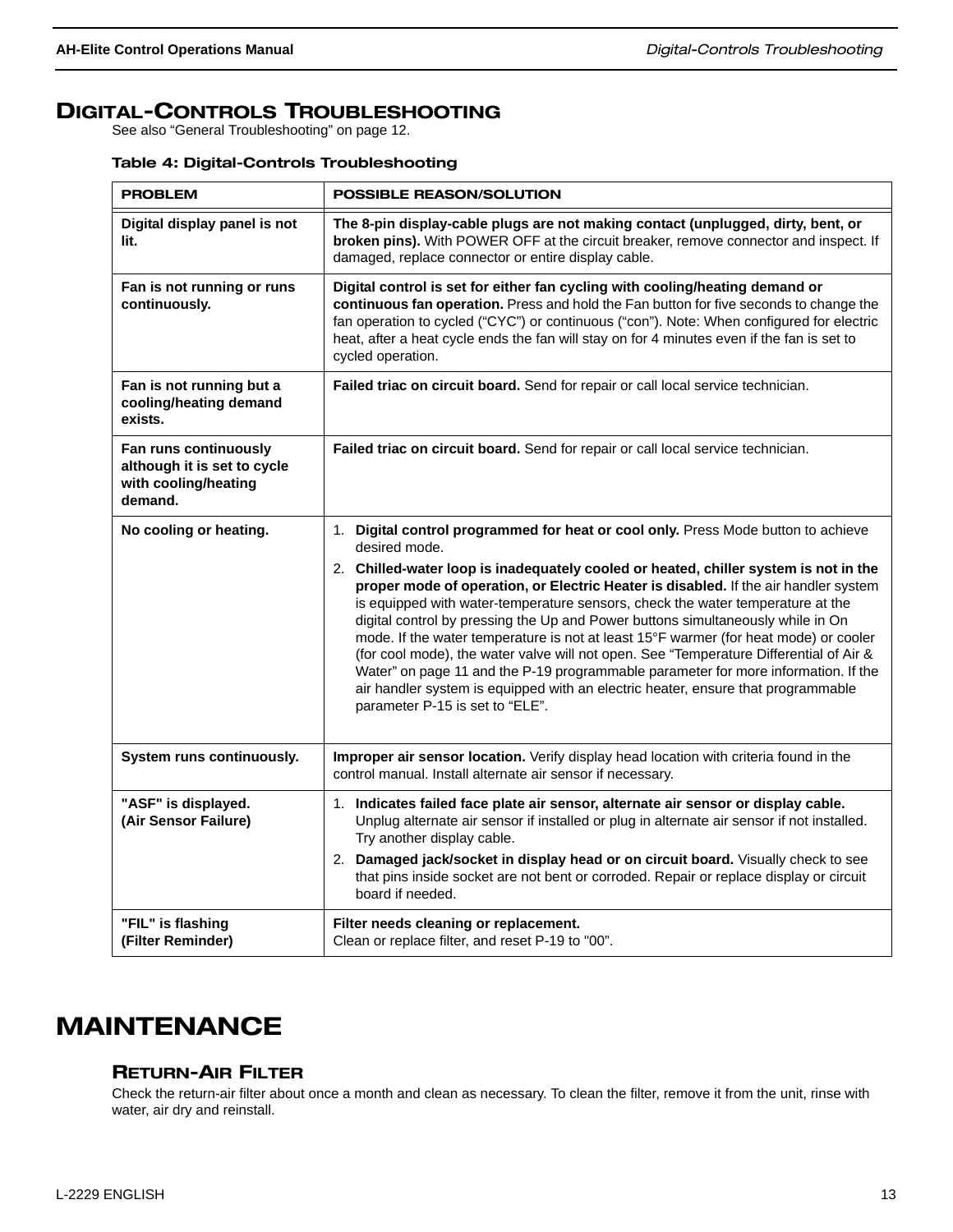# Digital-Controls Troubleshooting

See also “General Troubleshooting” on page 12.

**Table 4: Digital-Controls Troubleshooting**

| PROBLEM | POSSIBLE REASON/SOLUTION |
|---|---|
| **Digital display panel is not lit.** | **The 8-pin display-cable plugs are not making contact (unplugged, dirty, bent, or broken pins).** With POWER OFF at the circuit breaker, remove connector and inspect. If damaged, replace connector or entire display cable. |
| **Fan is not running or runs continuously.** | **Digital control is set for either fan cycling with cooling/heating demand or continuous fan operation.** Press and hold the Fan button for five seconds to change the fan operation to cycled (“CYC”) or continuous (“con”). Note: When configured for electric heat, after a heat cycle ends the fan will stay on for 4 minutes even if the fan is set to cycled operation. |
| **Fan is not running but a cooling/heating demand exists.** | **Failed triac on circuit board.** Send for repair or call local service technician. |
| **Fan runs continuously although it is set to cycle with cooling/heating demand.** | **Failed triac on circuit board.** Send for repair or call local service technician. |
| **No cooling or heating.** | 1. **Digital control programmed for heat or cool only.** Press Mode button to achieve desired mode.<br>2. **Chilled-water loop is inadequately cooled or heated, chiller system is not in the proper mode of operation, or Electric Heater is disabled.** If the air handler system is equipped with water-temperature sensors, check the water temperature at the digital control by pressing the Up and Power buttons simultaneously while in On mode. If the water temperature is not at least 15°F warmer (for heat mode) or cooler (for cool mode), the water valve will not open. See “Temperature Differential of Air & Water” on page 11 and the P-19 programmable parameter for more information. If the air handler system is equipped with an electric heater, ensure that programmable parameter P-15 is set to “ELE”. |
| **System runs continuously.** | **Improper air sensor location.** Verify display head location with criteria found in the control manual. Install alternate air sensor if necessary. |
| **"ASF" is displayed. (Air Sensor Failure)** | 1. **Indicates failed face plate air sensor, alternate air sensor or display cable.** Unplug alternate air sensor if installed or plug in alternate air sensor if not installed. Try another display cable.<br>2. **Damaged jack/socket in display head or on circuit board.** Visually check to see that pins inside socket are not bent or corroded. Repair or replace display or circuit board if needed. |
| **"FIL" is flashing (Filter Reminder)** | **Filter needs cleaning or replacement.**<br>Clean or replace filter, and reset P-19 to "00”. |

# MAINTENANCE

## Return-Air Filter

Check the return-air filter about once a month and clean as necessary. To clean the filter, remove it from the unit, rinse with water, air dry and reinstall.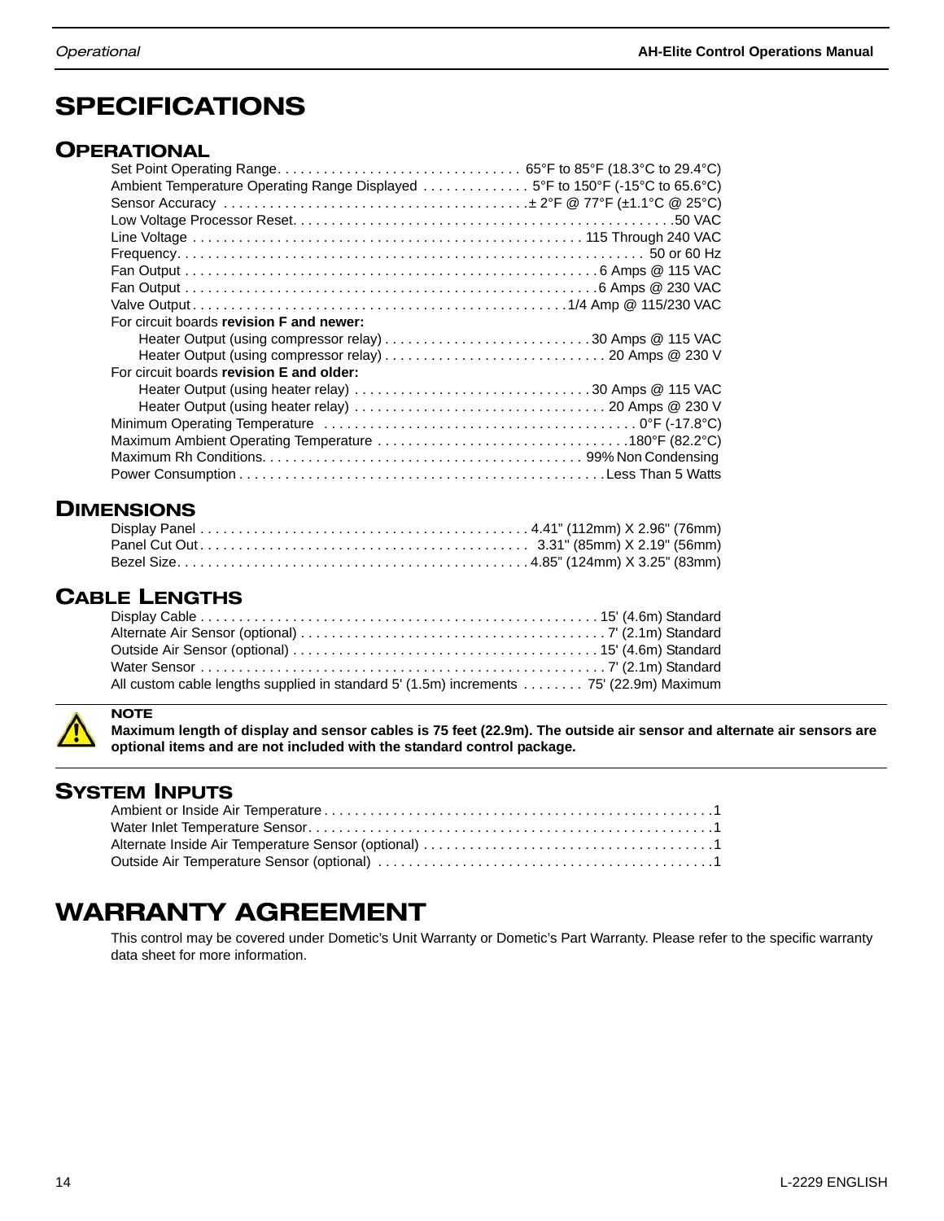# SPECIFICATIONS

## OPERATIONAL

Set Point Operating Range. . . . . . . . . . . . . . . . . . . . . . . . . . . . . . . 65°F to 85°F (18.3°C to 29.4°C)
Ambient Temperature Operating Range Displayed . . . . . . . . . . . . . 5°F to 150°F (-15°C to 65.6°C)
Sensor Accuracy . . . . . . . . . . . . . . . . . . . . . . . . . . . . . . . . . . . . . . . ± 2°F @ 77°F (±1.1°C @ 25°C)
Low Voltage Processor Reset. . . . . . . . . . . . . . . . . . . . . . . . . . . . . . . . . . . . . . . . . . . . . . . . .50 VAC
Line Voltage . . . . . . . . . . . . . . . . . . . . . . . . . . . . . . . . . . . . . . . . . . . . . . . . . . 115 Through 240 VAC
Frequency. . . . . . . . . . . . . . . . . . . . . . . . . . . . . . . . . . . . . . . . . . . . . . . . . . . . . . . . . . . . 50 or 60 Hz
Fan Output . . . . . . . . . . . . . . . . . . . . . . . . . . . . . . . . . . . . . . . . . . . . . . . . . . . . 6 Amps @ 115 VAC
Fan Output . . . . . . . . . . . . . . . . . . . . . . . . . . . . . . . . . . . . . . . . . . . . . . . . . . . . 6 Amps @ 230 VAC
Valve Output . . . . . . . . . . . . . . . . . . . . . . . . . . . . . . . . . . . . . . . . . . . . . . . . . 1/4 Amp @ 115/230 VAC
For circuit boards **revision F and newer:**
- Heater Output (using compressor relay) . . . . . . . . . . . . . . . . . . . . . . . . . . . 30 Amps @ 115 VAC
- Heater Output (using compressor relay) . . . . . . . . . . . . . . . . . . . . . . . . . . . . . 20 Amps @ 230 V

For circuit boards **revision E and older:**
- Heater Output (using heater relay) . . . . . . . . . . . . . . . . . . . . . . . . . . . . . . . 30 Amps @ 115 VAC
- Heater Output (using heater relay) . . . . . . . . . . . . . . . . . . . . . . . . . . . . . . . . . 20 Amps @ 230 V

Minimum Operating Temperature . . . . . . . . . . . . . . . . . . . . . . . . . . . . . . . . . . . . . . . . . 0°F (-17.8°C)
Maximum Ambient Operating Temperature . . . . . . . . . . . . . . . . . . . . . . . . . . . . . . . . 180°F (82.2°C)
Maximum Rh Conditions. . . . . . . . . . . . . . . . . . . . . . . . . . . . . . . . . . . . . . . . . . . 99% Non Condensing
Power Consumption . . . . . . . . . . . . . . . . . . . . . . . . . . . . . . . . . . . . . . . . . . . . . . . Less Than 5 Watts

## DIMENSIONS

Display Panel . . . . . . . . . . . . . . . . . . . . . . . . . . . . . . . . . . . . . . . . . . . 4.41" (112mm) X 2.96" (76mm)
Panel Cut Out . . . . . . . . . . . . . . . . . . . . . . . . . . . . . . . . . . . . . . . . . . . 3.31" (85mm) X 2.19" (56mm)
Bezel Size. . . . . . . . . . . . . . . . . . . . . . . . . . . . . . . . . . . . . . . . . . . . . . 4.85" (124mm) X 3.25" (83mm)

## CABLE LENGTHS

Display Cable . . . . . . . . . . . . . . . . . . . . . . . . . . . . . . . . . . . . . . . . . . . . . . . . . . . 15' (4.6m) Standard
Alternate Air Sensor (optional) . . . . . . . . . . . . . . . . . . . . . . . . . . . . . . . . . . . . . . . . 7' (2.1m) Standard
Outside Air Sensor (optional) . . . . . . . . . . . . . . . . . . . . . . . . . . . . . . . . . . . . . . . . 15' (4.6m) Standard
Water Sensor . . . . . . . . . . . . . . . . . . . . . . . . . . . . . . . . . . . . . . . . . . . . . . . . . . . . . 7' (2.1m) Standard
All custom cable lengths supplied in standard 5' (1.5m) increments . . . . . . . . 75' (22.9m) Maximum

**NOTE**
**Maximum length of display and sensor cables is 75 feet (22.9m). The outside air sensor and alternate air sensors are optional items and are not included with the standard control package.**

## SYSTEM INPUTS

Ambient or Inside Air Temperature . . . . . . . . . . . . . . . . . . . . . . . . . . . . . . . . . . . . . . . . . . . . . . . . . . 1
Water Inlet Temperature Sensor. . . . . . . . . . . . . . . . . . . . . . . . . . . . . . . . . . . . . . . . . . . . . . . . . . . . 1
Alternate Inside Air Temperature Sensor (optional) . . . . . . . . . . . . . . . . . . . . . . . . . . . . . . . . . . . . . 1
Outside Air Temperature Sensor (optional) . . . . . . . . . . . . . . . . . . . . . . . . . . . . . . . . . . . . . . . . . . . 1

# WARRANTY AGREEMENT

This control may be covered under Dometic's Unit Warranty or Dometic's Part Warranty. Please refer to the specific warranty data sheet for more information.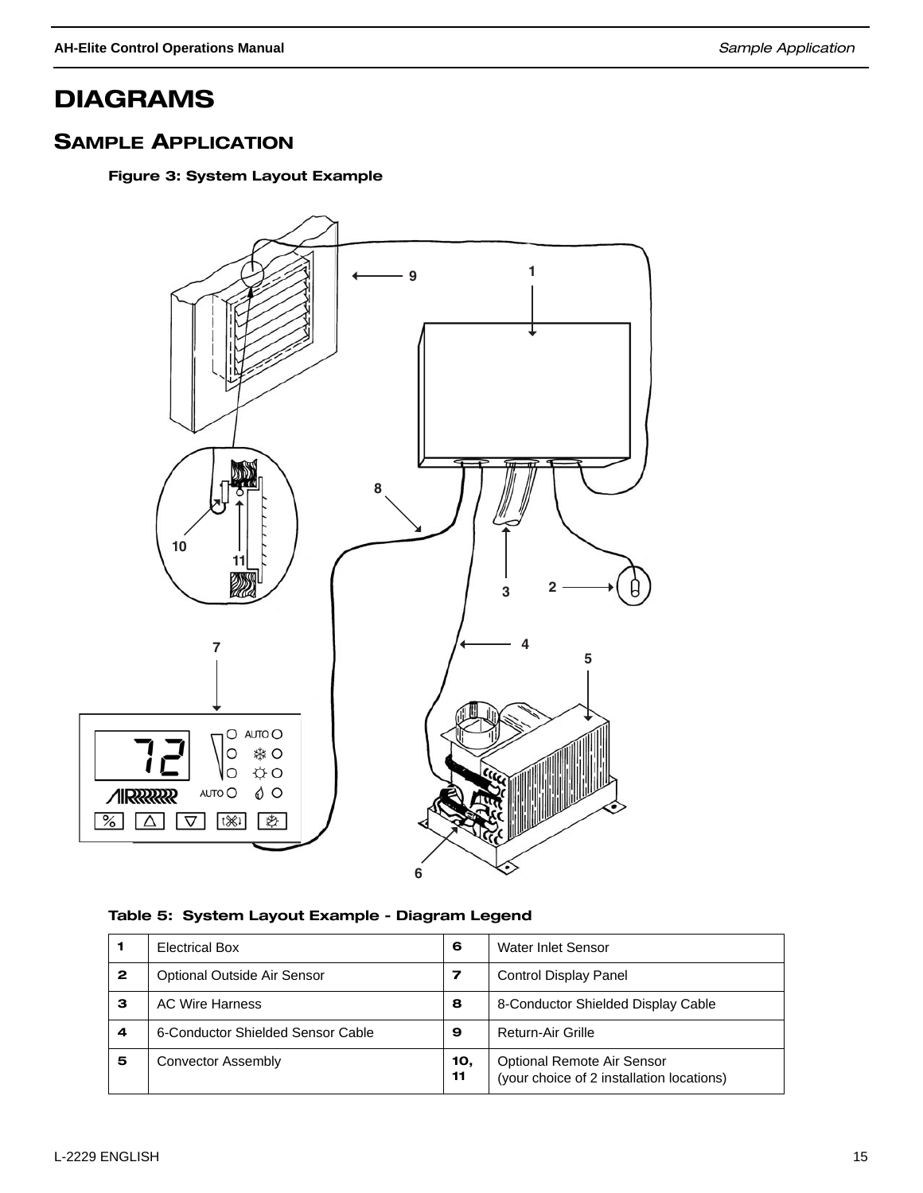# DIAGRAMS

## SAMPLE APPLICATION

**Figure 3: System Layout Example**

**Table 5: System Layout Example - Diagram Legend**

| | | | |
|---|---|---|---|
| **1** | Electrical Box | **6** | Water Inlet Sensor |
| **2** | Optional Outside Air Sensor | **7** | Control Display Panel |
| **3** | AC Wire Harness | **8** | 8-Conductor Shielded Display Cable |
| **4** | 6-Conductor Shielded Sensor Cable | **9** | Return-Air Grille |
| **5** | Convector Assembly | **10, 11** | Optional Remote Air Sensor (your choice of 2 installation locations) |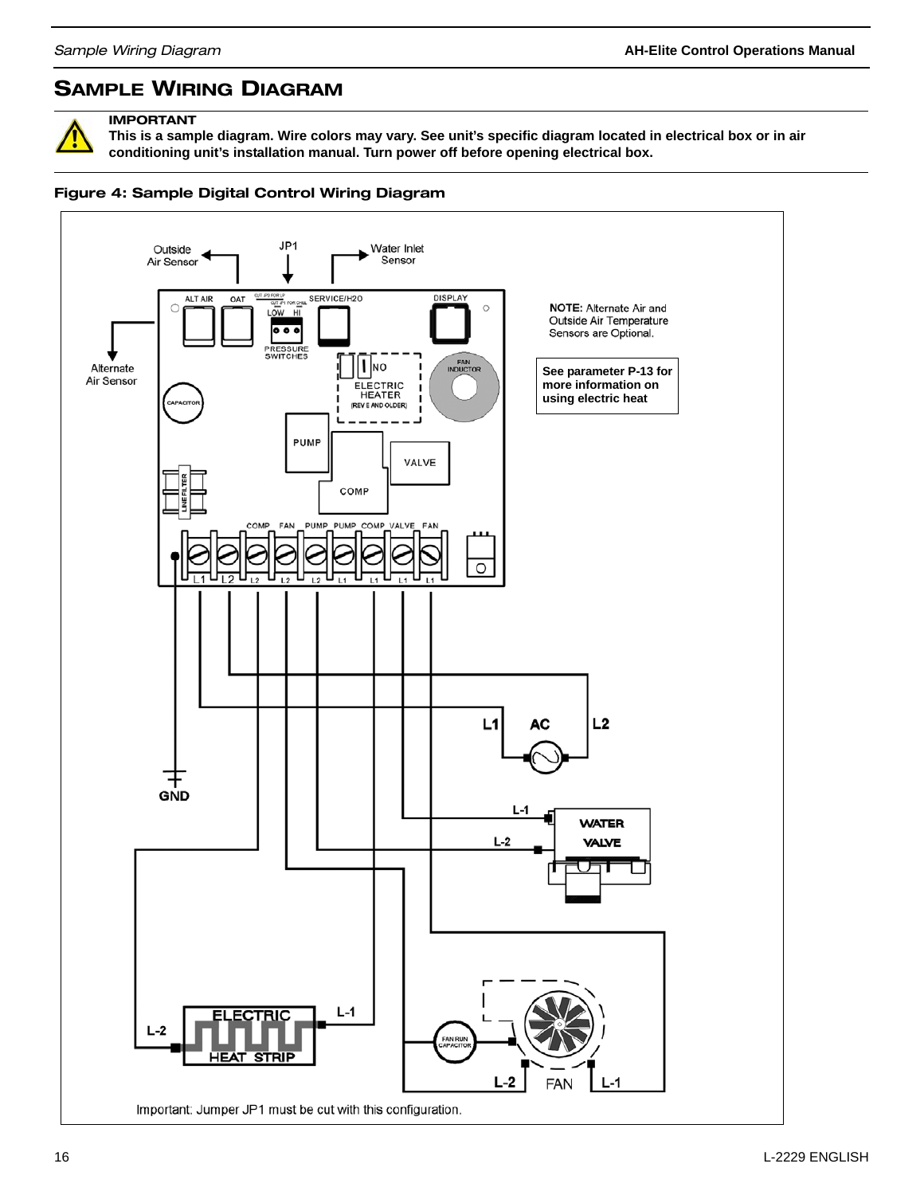## SAMPLE WIRING DIAGRAM

**IMPORTANT**
**This is a sample diagram. Wire colors may vary. See unit's specific diagram located in electrical box or in air conditioning unit's installation manual. Turn power off before opening electrical box.**

**Figure 4: Sample Digital Control Wiring Diagram**

NOTE: Alternate Air and Outside Air Temperature Sensors are Optional.

**See parameter P-13 for more information on using electric heat**

Important: Jumper JP1 must be cut with this configuration.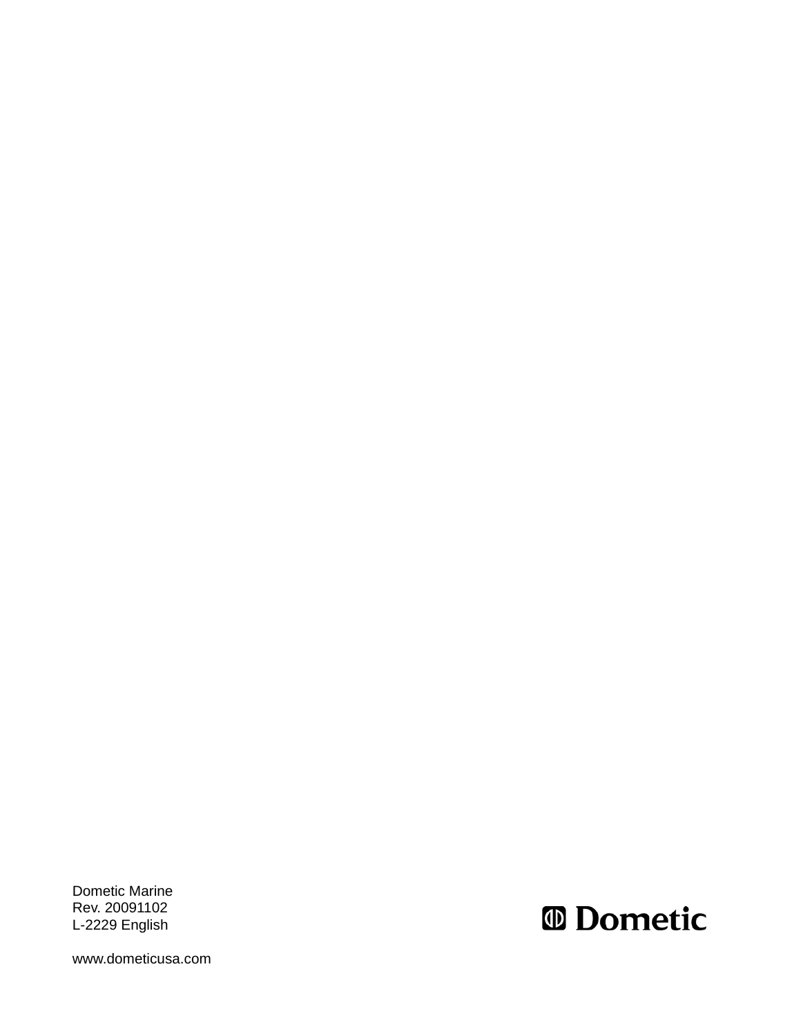Dometic Marine
Rev. 20091102
L-2229 English

www.dometicusa.com

Dometic